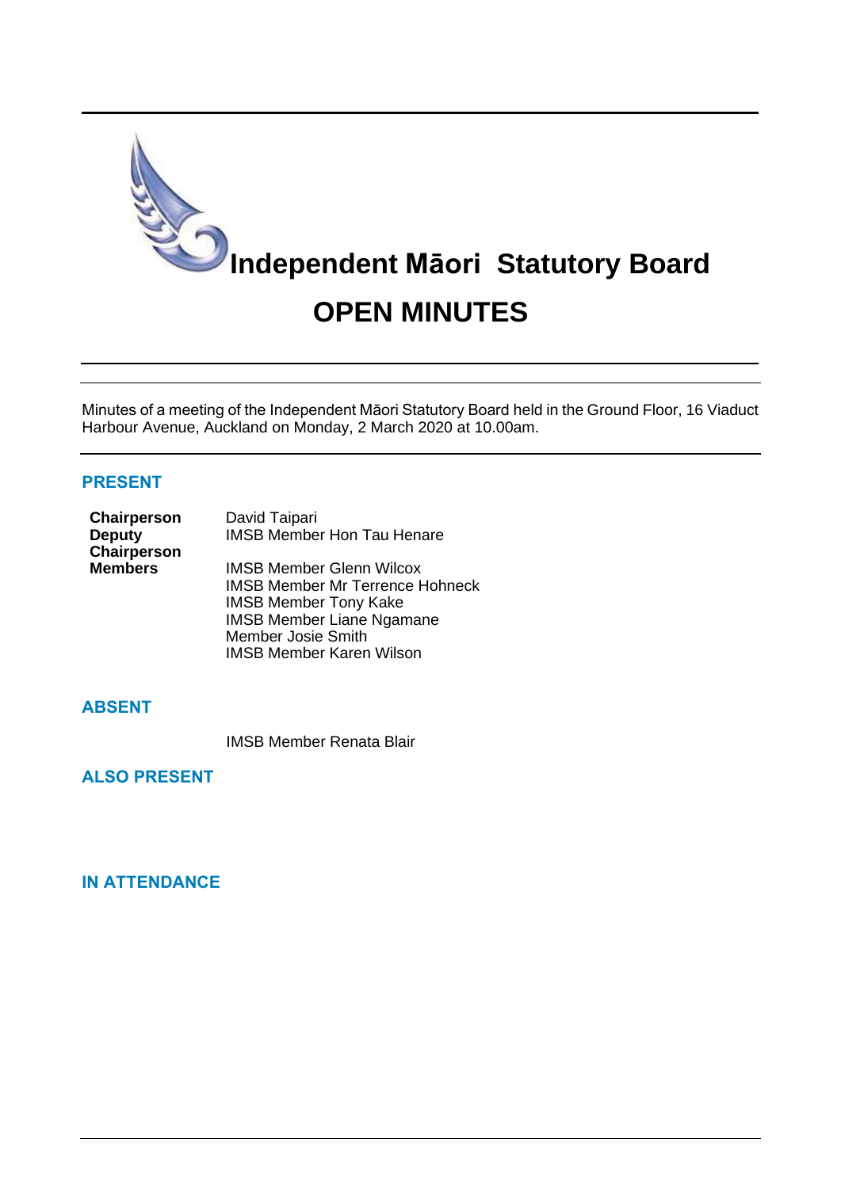# Independent Māori Statutory Board

# OPEN MINUTES

Minutes of a meeting of the Independent Māori Statutory Board held in the Ground Floor, 16 Viaduct Harbour Avenue, Auckland on Monday, 2 March 2020 at 10.00am.

## PRESENT

| | |
|---|---|
| **Chairperson** | David Taipari |
| **Deputy Chairperson** | IMSB Member Hon Tau Henare |
| **Members** | IMSB Member Glenn Wilcox |
| | IMSB Member Mr Terrence Hohneck |
| | IMSB Member Tony Kake |
| | IMSB Member Liane Ngamane |
| | Member Josie Smith |
| | IMSB Member Karen Wilson |

## ABSENT

IMSB Member Renata Blair

## ALSO PRESENT

## IN ATTENDANCE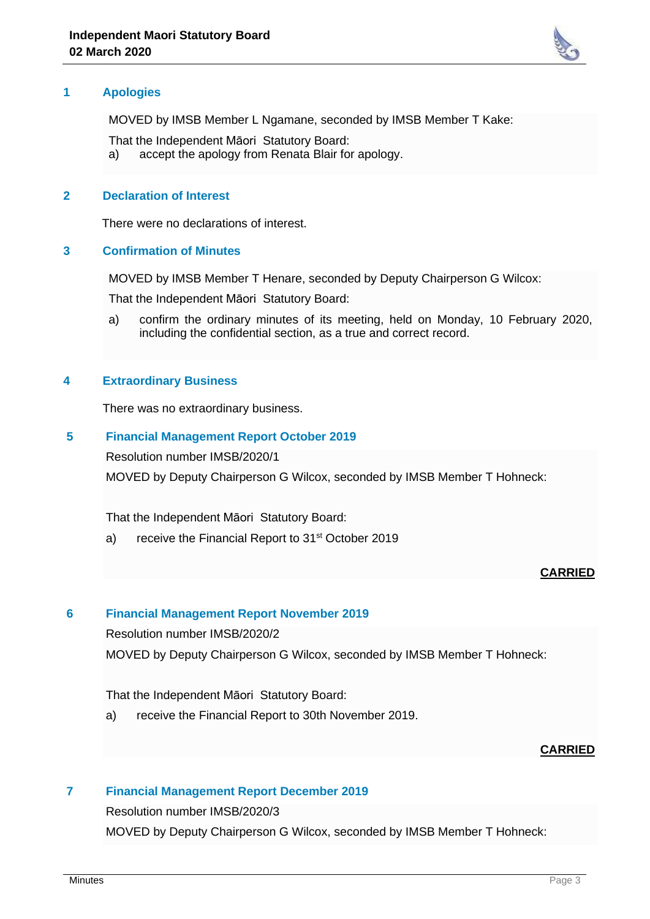## 1 Apologies

MOVED by IMSB Member L Ngamane, seconded by IMSB Member T Kake:

That the Independent Māori Statutory Board:

a) accept the apology from Renata Blair for apology.

## 2 Declaration of Interest

There were no declarations of interest.

## 3 Confirmation of Minutes

MOVED by IMSB Member T Henare, seconded by Deputy Chairperson G Wilcox:

That the Independent Māori Statutory Board:

a) confirm the ordinary minutes of its meeting, held on Monday, 10 February 2020, including the confidential section, as a true and correct record.

## 4 Extraordinary Business

There was no extraordinary business.

## 5 Financial Management Report October 2019

Resolution number IMSB/2020/1

MOVED by Deputy Chairperson G Wilcox, seconded by IMSB Member T Hohneck:

That the Independent Māori Statutory Board:

a) receive the Financial Report to 31st October 2019

**CARRIED**

## 6 Financial Management Report November 2019

Resolution number IMSB/2020/2

MOVED by Deputy Chairperson G Wilcox, seconded by IMSB Member T Hohneck:

That the Independent Māori Statutory Board:

a) receive the Financial Report to 30th November 2019.

**CARRIED**

## 7 Financial Management Report December 2019

Resolution number IMSB/2020/3

MOVED by Deputy Chairperson G Wilcox, seconded by IMSB Member T Hohneck: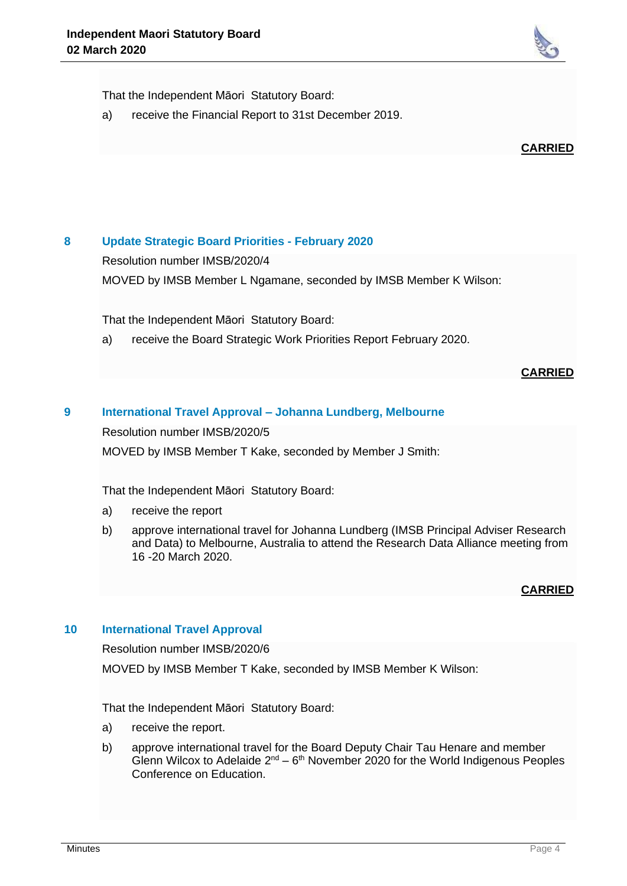That the Independent Māori  Statutory Board:

a) receive the Financial Report to 31st December 2019.

**CARRIED**

## 8 Update Strategic Board Priorities - February 2020

Resolution number IMSB/2020/4

MOVED by IMSB Member L Ngamane, seconded by IMSB Member K Wilson:

That the Independent Māori  Statutory Board:

a) receive the Board Strategic Work Priorities Report February 2020.

**CARRIED**

## 9 International Travel Approval – Johanna Lundberg, Melbourne

Resolution number IMSB/2020/5

MOVED by IMSB Member T Kake, seconded by Member J Smith:

That the Independent Māori  Statutory Board:

a) receive the report

b) approve international travel for Johanna Lundberg (IMSB Principal Adviser Research and Data) to Melbourne, Australia to attend the Research Data Alliance meeting from 16 -20 March 2020.

**CARRIED**

## 10 International Travel Approval

Resolution number IMSB/2020/6

MOVED by IMSB Member T Kake, seconded by IMSB Member K Wilson:

That the Independent Māori  Statutory Board:

a) receive the report.

b) approve international travel for the Board Deputy Chair Tau Henare and member Glenn Wilcox to Adelaide 2nd – 6th November 2020 for the World Indigenous Peoples Conference on Education.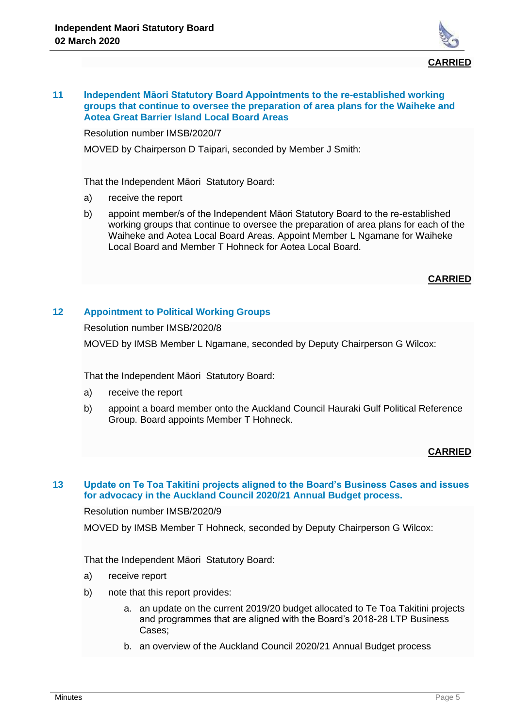**CARRIED**

## 11 Independent Māori Statutory Board Appointments to the re-established working groups that continue to oversee the preparation of area plans for the Waiheke and Aotea Great Barrier Island Local Board Areas

Resolution number IMSB/2020/7

MOVED by Chairperson D Taipari, seconded by Member J Smith:

That the Independent Māori Statutory Board:

a) receive the report

b) appoint member/s of the Independent Māori Statutory Board to the re-established working groups that continue to oversee the preparation of area plans for each of the Waiheke and Aotea Local Board Areas. Appoint Member L Ngamane for Waiheke Local Board and Member T Hohneck for Aotea Local Board.

**CARRIED**

## 12 Appointment to Political Working Groups

Resolution number IMSB/2020/8

MOVED by IMSB Member L Ngamane, seconded by Deputy Chairperson G Wilcox:

That the Independent Māori Statutory Board:

a) receive the report

b) appoint a board member onto the Auckland Council Hauraki Gulf Political Reference Group. Board appoints Member T Hohneck.

**CARRIED**

## 13 Update on Te Toa Takitini projects aligned to the Board's Business Cases and issues for advocacy in the Auckland Council 2020/21 Annual Budget process.

Resolution number IMSB/2020/9

MOVED by IMSB Member T Hohneck, seconded by Deputy Chairperson G Wilcox:

That the Independent Māori Statutory Board:

a) receive report

b) note that this report provides:

   a. an update on the current 2019/20 budget allocated to Te Toa Takitini projects and programmes that are aligned with the Board's 2018-28 LTP Business Cases;

   b. an overview of the Auckland Council 2020/21 Annual Budget process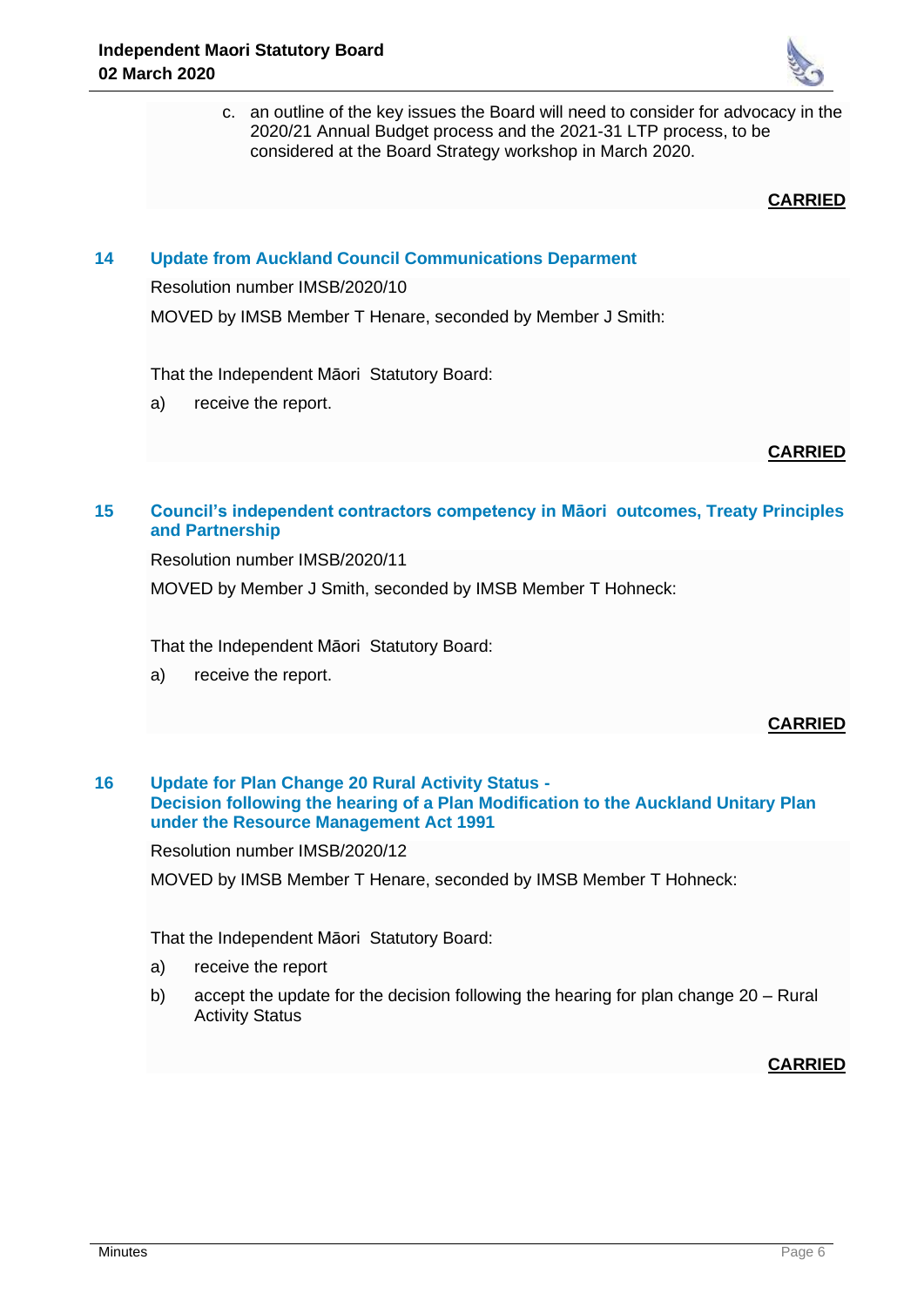c. an outline of the key issues the Board will need to consider for advocacy in the 2020/21 Annual Budget process and the 2021-31 LTP process, to be considered at the Board Strategy workshop in March 2020.

**CARRIED**

## 14 Update from Auckland Council Communications Deparment

Resolution number IMSB/2020/10

MOVED by IMSB Member T Henare, seconded by Member J Smith:

That the Independent Māori Statutory Board:

a) receive the report.

**CARRIED**

## 15 Council's independent contractors competency in Māori outcomes, Treaty Principles and Partnership

Resolution number IMSB/2020/11

MOVED by Member J Smith, seconded by IMSB Member T Hohneck:

That the Independent Māori Statutory Board:

a) receive the report.

**CARRIED**

## 16 Update for Plan Change 20 Rural Activity Status - Decision following the hearing of a Plan Modification to the Auckland Unitary Plan under the Resource Management Act 1991

Resolution number IMSB/2020/12

MOVED by IMSB Member T Henare, seconded by IMSB Member T Hohneck:

That the Independent Māori Statutory Board:

a) receive the report

b) accept the update for the decision following the hearing for plan change 20 – Rural Activity Status

**CARRIED**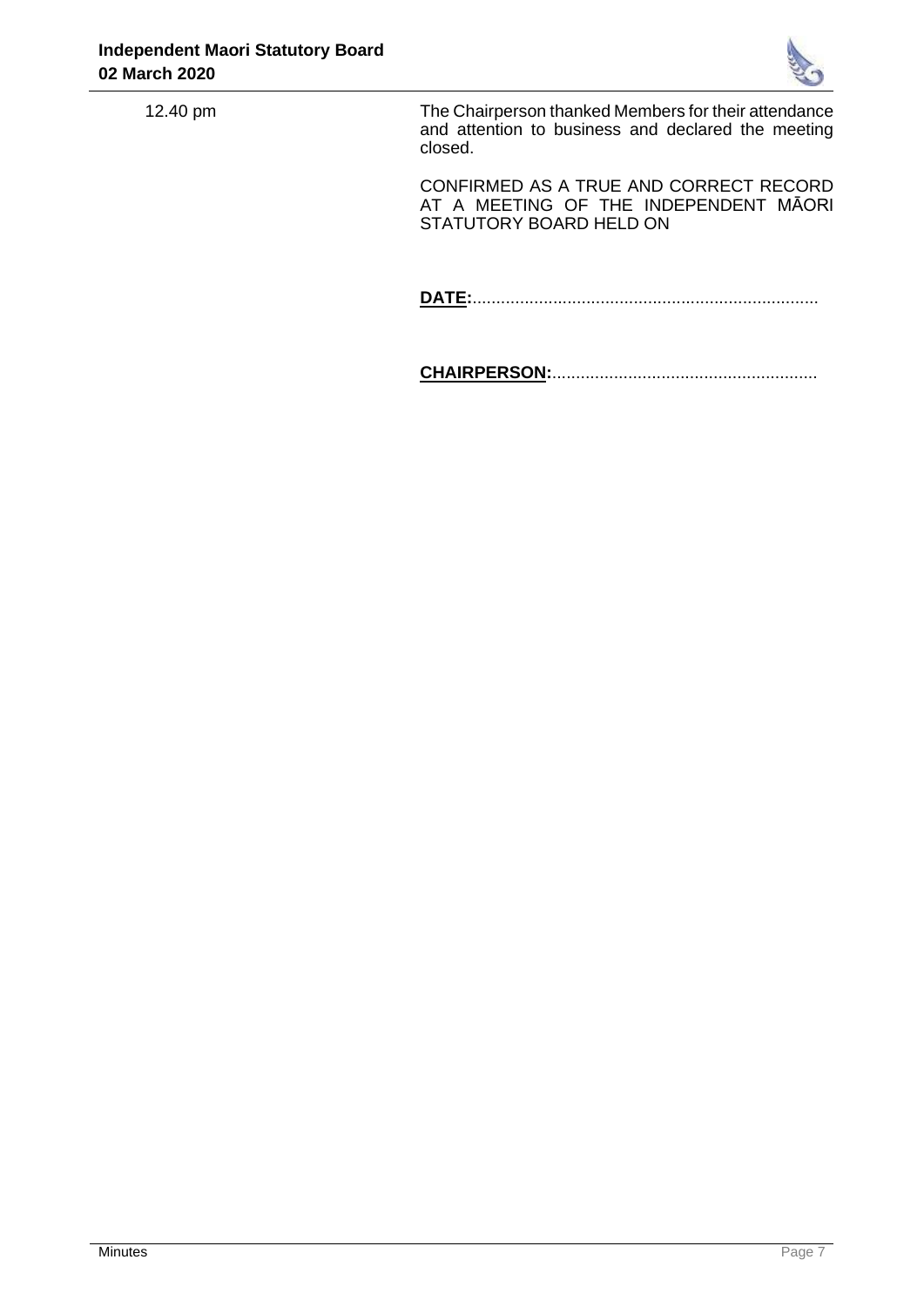12.40 pm The Chairperson thanked Members for their attendance and attention to business and declared the meeting closed.

CONFIRMED AS A TRUE AND CORRECT RECORD AT A MEETING OF THE INDEPENDENT MĀORI STATUTORY BOARD HELD ON

**DATE:**.........................................................................

**CHAIRPERSON:**........................................................